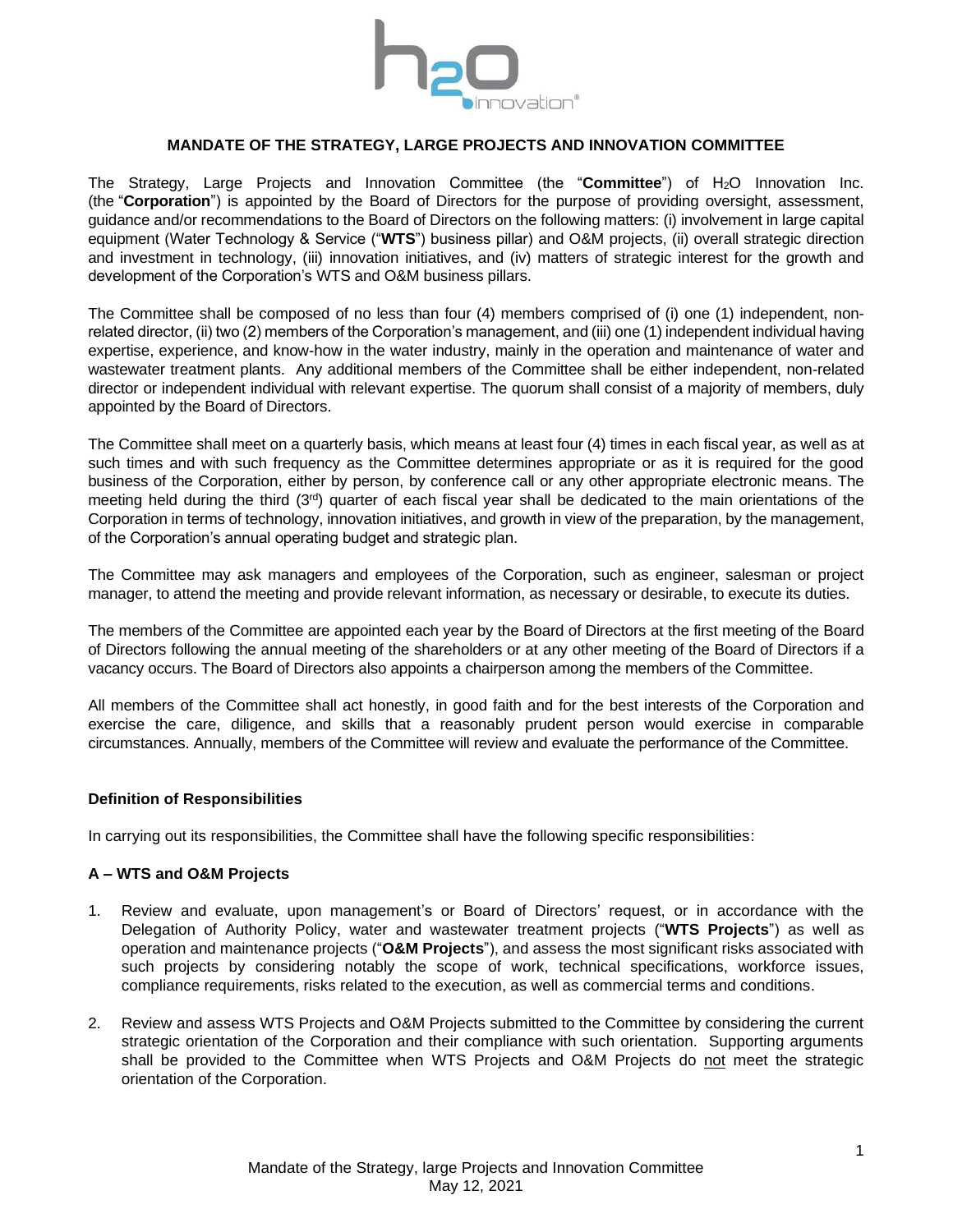# MANDATE OF THE STRATEGY, LARGE PROJECTS AND INNOVATION COMMITTEE

The Strategy, Large Projects and Innovation Committee (the "**Committee**") of $H_2O$ Innovation Inc. (the "**Corporation**") is appointed by the Board of Directors for the purpose of providing oversight, assessment, guidance and/or recommendations to the Board of Directors on the following matters: (i) involvement in large capital equipment (Water Technology & Service ("**WTS**") business pillar) and O&M projects, (ii) overall strategic direction and investment in technology, (iii) innovation initiatives, and (iv) matters of strategic interest for the growth and development of the Corporation's WTS and O&M business pillars.

The Committee shall be composed of no less than four (4) members comprised of (i) one (1) independent, non-related director, (ii) two (2) members of the Corporation's management, and (iii) one (1) independent individual having expertise, experience, and know-how in the water industry, mainly in the operation and maintenance of water and wastewater treatment plants. Any additional members of the Committee shall be either independent, non-related director or independent individual with relevant expertise. The quorum shall consist of a majority of members, duly appointed by the Board of Directors.

The Committee shall meet on a quarterly basis, which means at least four (4) times in each fiscal year, as well as at such times and with such frequency as the Committee determines appropriate or as it is required for the good business of the Corporation, either by person, by conference call or any other appropriate electronic means. The meeting held during the third (3rd) quarter of each fiscal year shall be dedicated to the main orientations of the Corporation in terms of technology, innovation initiatives, and growth in view of the preparation, by the management, of the Corporation's annual operating budget and strategic plan.

The Committee may ask managers and employees of the Corporation, such as engineer, salesman or project manager, to attend the meeting and provide relevant information, as necessary or desirable, to execute its duties.

The members of the Committee are appointed each year by the Board of Directors at the first meeting of the Board of Directors following the annual meeting of the shareholders or at any other meeting of the Board of Directors if a vacancy occurs. The Board of Directors also appoints a chairperson among the members of the Committee.

All members of the Committee shall act honestly, in good faith and for the best interests of the Corporation and exercise the care, diligence, and skills that a reasonably prudent person would exercise in comparable circumstances. Annually, members of the Committee will review and evaluate the performance of the Committee.

## Definition of Responsibilities

In carrying out its responsibilities, the Committee shall have the following specific responsibilities:

### A – WTS and O&M Projects

1. Review and evaluate, upon management's or Board of Directors' request, or in accordance with the Delegation of Authority Policy, water and wastewater treatment projects ("**WTS Projects**") as well as operation and maintenance projects ("**O&M Projects**"), and assess the most significant risks associated with such projects by considering notably the scope of work, technical specifications, workforce issues, compliance requirements, risks related to the execution, as well as commercial terms and conditions.

2. Review and assess WTS Projects and O&M Projects submitted to the Committee by considering the current strategic orientation of the Corporation and their compliance with such orientation. Supporting arguments shall be provided to the Committee when WTS Projects and O&M Projects do not meet the strategic orientation of the Corporation.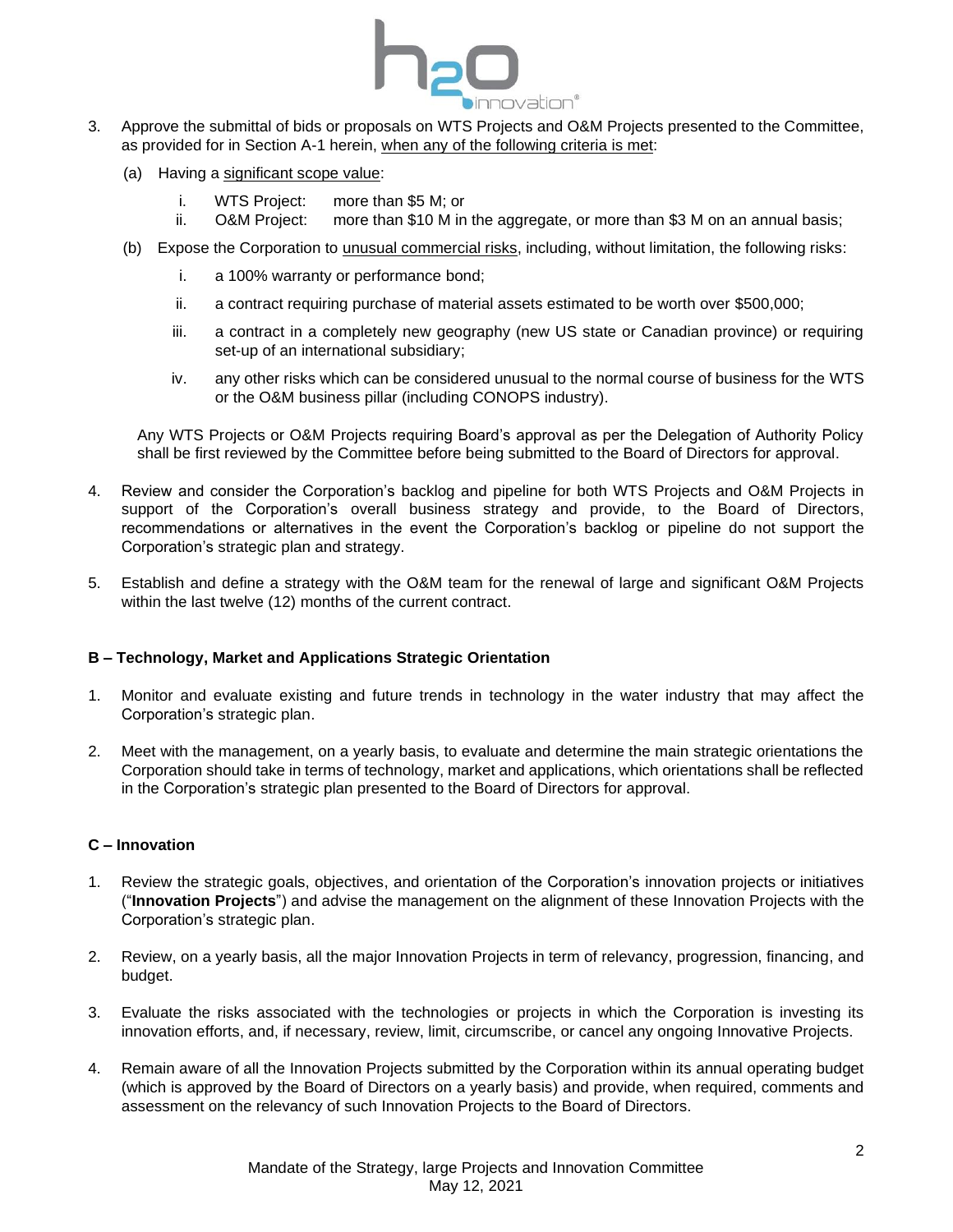3. Approve the submittal of bids or proposals on WTS Projects and O&M Projects presented to the Committee, as provided for in Section A-1 herein, <u>when any of the following criteria is met</u>:

   (a) Having a <u>significant scope value</u>:

      i. WTS Project: more than $5 M; or
      ii. O&M Project: more than $10 M in the aggregate, or more than $3 M on an annual basis;

   (b) Expose the Corporation to <u>unusual commercial risks</u>, including, without limitation, the following risks:

      i. a 100% warranty or performance bond;

      ii. a contract requiring purchase of material assets estimated to be worth over $500,000;

      iii. a contract in a completely new geography (new US state or Canadian province) or requiring set-up of an international subsidiary;

      iv. any other risks which can be considered unusual to the normal course of business for the WTS or the O&M business pillar (including CONOPS industry).

   Any WTS Projects or O&M Projects requiring Board's approval as per the Delegation of Authority Policy shall be first reviewed by the Committee before being submitted to the Board of Directors for approval.

4. Review and consider the Corporation's backlog and pipeline for both WTS Projects and O&M Projects in support of the Corporation's overall business strategy and provide, to the Board of Directors, recommendations or alternatives in the event the Corporation's backlog or pipeline do not support the Corporation's strategic plan and strategy.

5. Establish and define a strategy with the O&M team for the renewal of large and significant O&M Projects within the last twelve (12) months of the current contract.

**B – Technology, Market and Applications Strategic Orientation**

1. Monitor and evaluate existing and future trends in technology in the water industry that may affect the Corporation's strategic plan.

2. Meet with the management, on a yearly basis, to evaluate and determine the main strategic orientations the Corporation should take in terms of technology, market and applications, which orientations shall be reflected in the Corporation's strategic plan presented to the Board of Directors for approval.

**C – Innovation**

1. Review the strategic goals, objectives, and orientation of the Corporation's innovation projects or initiatives ("**Innovation Projects**") and advise the management on the alignment of these Innovation Projects with the Corporation's strategic plan.

2. Review, on a yearly basis, all the major Innovation Projects in term of relevancy, progression, financing, and budget.

3. Evaluate the risks associated with the technologies or projects in which the Corporation is investing its innovation efforts, and, if necessary, review, limit, circumscribe, or cancel any ongoing Innovative Projects.

4. Remain aware of all the Innovation Projects submitted by the Corporation within its annual operating budget (which is approved by the Board of Directors on a yearly basis) and provide, when required, comments and assessment on the relevancy of such Innovation Projects to the Board of Directors.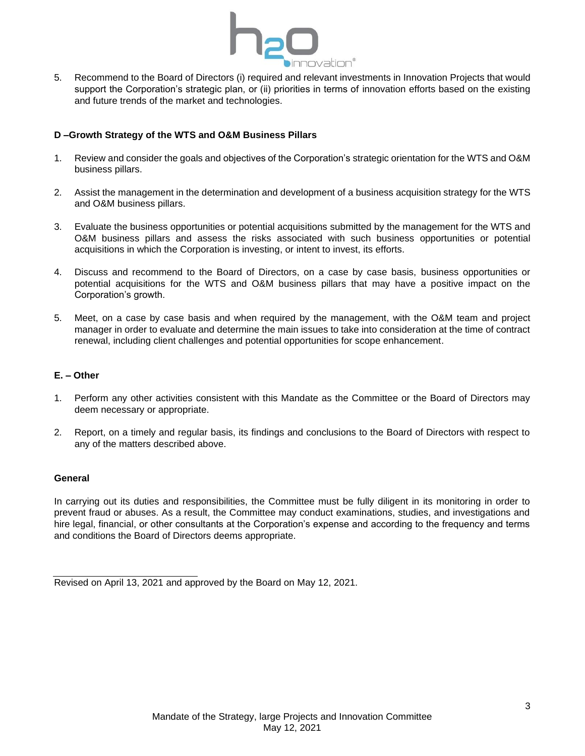5. Recommend to the Board of Directors (i) required and relevant investments in Innovation Projects that would support the Corporation's strategic plan, or (ii) priorities in terms of innovation efforts based on the existing and future trends of the market and technologies.

**D –Growth Strategy of the WTS and O&M Business Pillars**

1. Review and consider the goals and objectives of the Corporation's strategic orientation for the WTS and O&M business pillars.

2. Assist the management in the determination and development of a business acquisition strategy for the WTS and O&M business pillars.

3. Evaluate the business opportunities or potential acquisitions submitted by the management for the WTS and O&M business pillars and assess the risks associated with such business opportunities or potential acquisitions in which the Corporation is investing, or intent to invest, its efforts.

4. Discuss and recommend to the Board of Directors, on a case by case basis, business opportunities or potential acquisitions for the WTS and O&M business pillars that may have a positive impact on the Corporation's growth.

5. Meet, on a case by case basis and when required by the management, with the O&M team and project manager in order to evaluate and determine the main issues to take into consideration at the time of contract renewal, including client challenges and potential opportunities for scope enhancement.

**E. – Other**

1. Perform any other activities consistent with this Mandate as the Committee or the Board of Directors may deem necessary or appropriate.

2. Report, on a timely and regular basis, its findings and conclusions to the Board of Directors with respect to any of the matters described above.

**General**

In carrying out its duties and responsibilities, the Committee must be fully diligent in its monitoring in order to prevent fraud or abuses. As a result, the Committee may conduct examinations, studies, and investigations and hire legal, financial, or other consultants at the Corporation's expense and according to the frequency and terms and conditions the Board of Directors deems appropriate.

Revised on April 13, 2021 and approved by the Board on May 12, 2021.